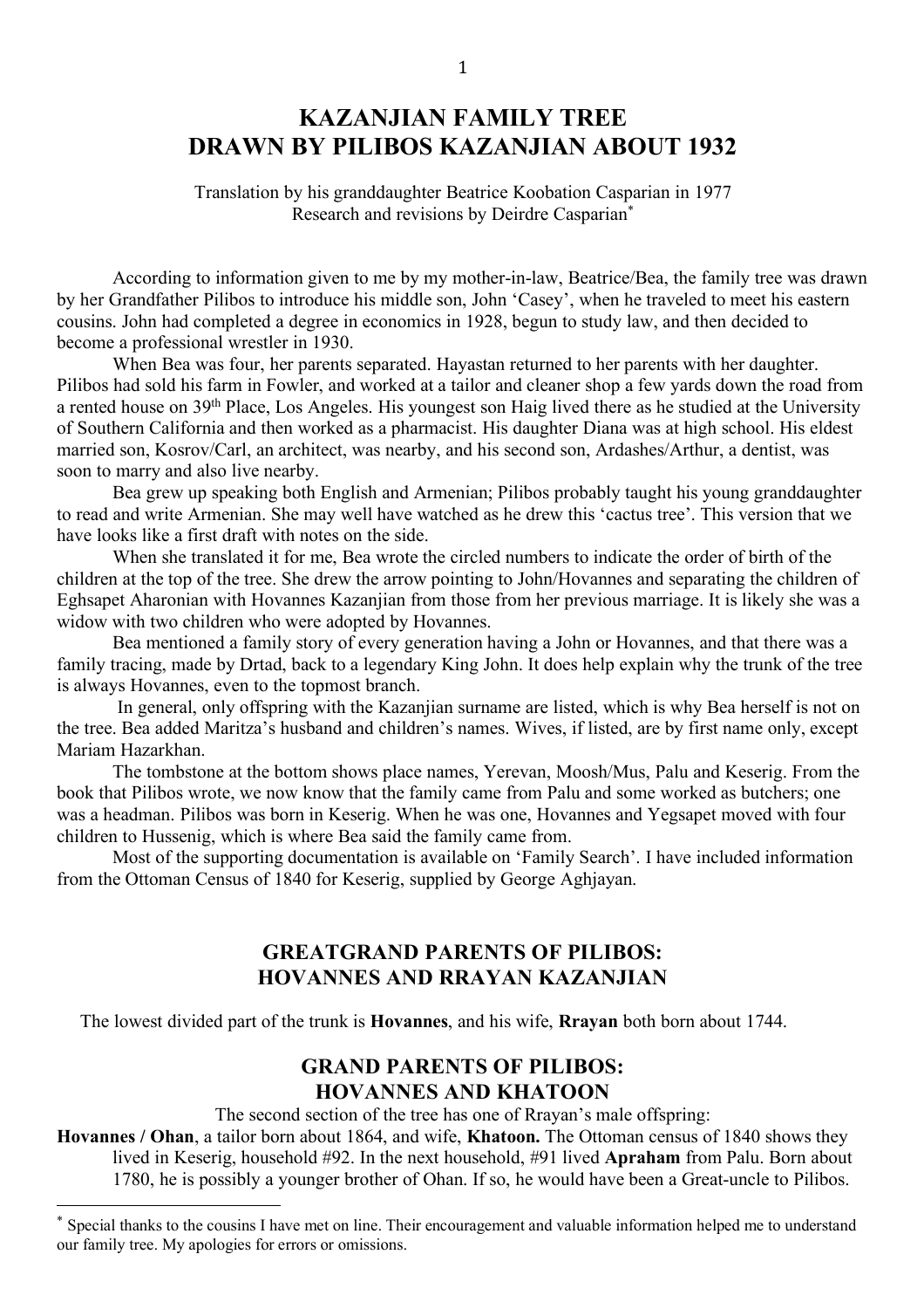# KAZANJIAN FAMILY TREE DRAWN BY PILIBOS KAZANJIAN ABOUT 1932

Translation by his granddaughter Beatrice Koobation Casparian in 1977
Research and revisions by Deirdre Casparian*

According to information given to me by my mother-in-law, Beatrice/Bea, the family tree was drawn by her Grandfather Pilibos to introduce his middle son, John 'Casey', when he traveled to meet his eastern cousins. John had completed a degree in economics in 1928, begun to study law, and then decided to become a professional wrestler in 1930.

When Bea was four, her parents separated. Hayastan returned to her parents with her daughter. Pilibos had sold his farm in Fowler, and worked at a tailor and cleaner shop a few yards down the road from a rented house on 39th Place, Los Angeles. His youngest son Haig lived there as he studied at the University of Southern California and then worked as a pharmacist. His daughter Diana was at high school. His eldest married son, Kosrov/Carl, an architect, was nearby, and his second son, Ardashes/Arthur, a dentist, was soon to marry and also live nearby.

Bea grew up speaking both English and Armenian; Pilibos probably taught his young granddaughter to read and write Armenian. She may well have watched as he drew this 'cactus tree'. This version that we have looks like a first draft with notes on the side.

When she translated it for me, Bea wrote the circled numbers to indicate the order of birth of the children at the top of the tree. She drew the arrow pointing to John/Hovannes and separating the children of Eghsapet Aharonian with Hovannes Kazanjian from those from her previous marriage. It is likely she was a widow with two children who were adopted by Hovannes.

Bea mentioned a family story of every generation having a John or Hovannes, and that there was a family tracing, made by Drtad, back to a legendary King John. It does help explain why the trunk of the tree is always Hovannes, even to the topmost branch.

In general, only offspring with the Kazanjian surname are listed, which is why Bea herself is not on the tree. Bea added Maritza's husband and children's names. Wives, if listed, are by first name only, except Mariam Hazarkhan.

The tombstone at the bottom shows place names, Yerevan, Moosh/Mus, Palu and Keserig. From the book that Pilibos wrote, we now know that the family came from Palu and some worked as butchers; one was a headman. Pilibos was born in Keserig. When he was one, Hovannes and Yegsapet moved with four children to Hussenig, which is where Bea said the family came from.

Most of the supporting documentation is available on 'Family Search'. I have included information from the Ottoman Census of 1840 for Keserig, supplied by George Aghjayan.

## GREATGRAND PARENTS OF PILIBOS: HOVANNES AND RRAYAN KAZANJIAN

The lowest divided part of the trunk is **Hovannes**, and his wife, **Rrayan** both born about 1744.

## GRAND PARENTS OF PILIBOS: HOVANNES AND KHATOON

The second section of the tree has one of Rrayan's male offspring:

**Hovannes / Ohan**, a tailor born about 1864, and wife, **Khatoon.** The Ottoman census of 1840 shows they lived in Keserig, household #92. In the next household, #91 lived **Apraham** from Palu. Born about 1780, he is possibly a younger brother of Ohan. If so, he would have been a Great-uncle to Pilibos.

* Special thanks to the cousins I have met on line. Their encouragement and valuable information helped me to understand our family tree. My apologies for errors or omissions.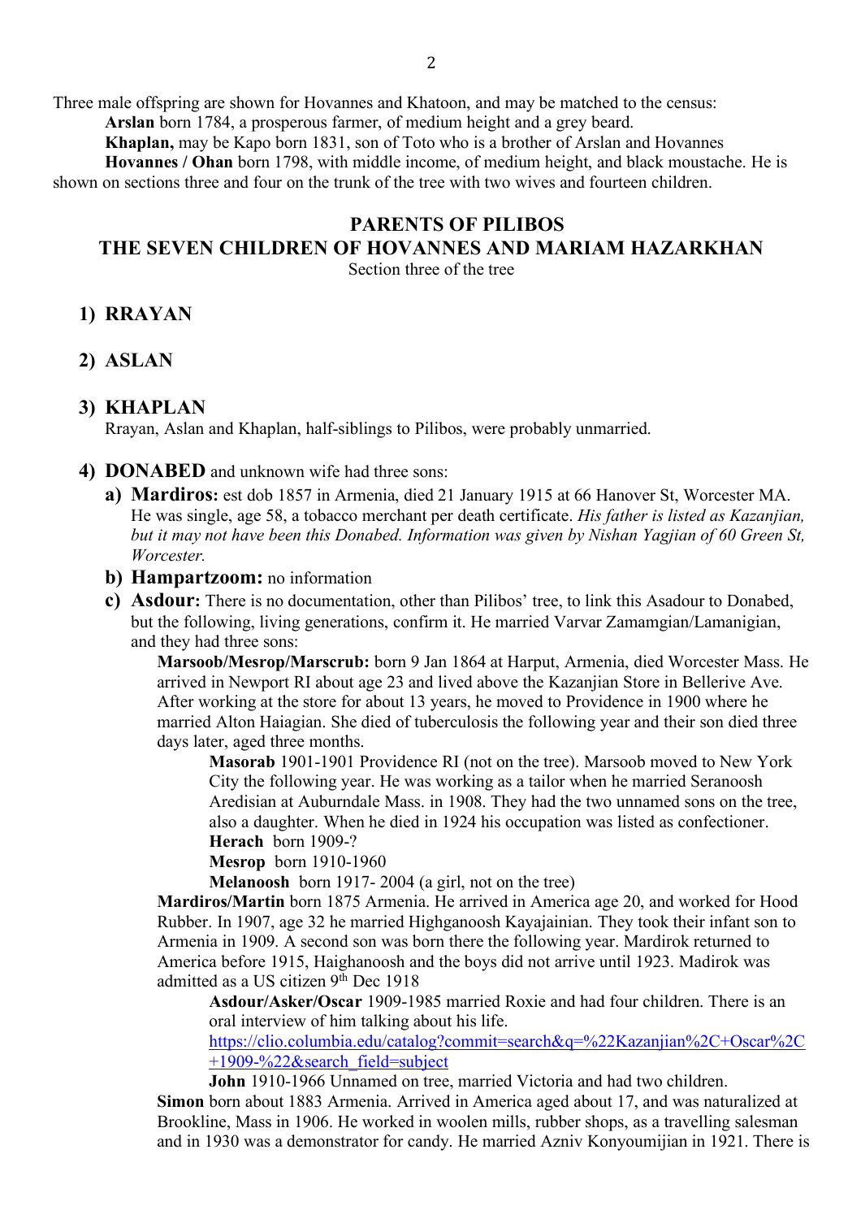Three male offspring are shown for Hovannes and Khatoon, and may be matched to the census:

**Arslan** born 1784, a prosperous farmer, of medium height and a grey beard.

**Khaplan,** may be Kapo born 1831, son of Toto who is a brother of Arslan and Hovannes

**Hovannes / Ohan** born 1798, with middle income, of medium height, and black moustache. He is shown on sections three and four on the trunk of the tree with two wives and fourteen children.

## PARENTS OF PILIBOS
## THE SEVEN CHILDREN OF HOVANNES AND MARIAM HAZARKHAN

Section three of the tree

1) **RRAYAN**

2) **ASLAN**

3) **KHAPLAN**

   Rrayan, Aslan and Khaplan, half-siblings to Pilibos, were probably unmarried.

4) **DONABED** and unknown wife had three sons:

   a) **Mardiros:** est dob 1857 in Armenia, died 21 January 1915 at 66 Hanover St, Worcester MA. He was single, age 58, a tobacco merchant per death certificate. *His father is listed as Kazanjian, but it may not have been this Donabed. Information was given by Nishan Yagjian of 60 Green St, Worcester.*

   b) **Hampartzoom:** no information

   c) **Asdour:** There is no documentation, other than Pilibos' tree, to link this Asadour to Donabed, but the following, living generations, confirm it. He married Varvar Zamamgian/Lamanigian, and they had three sons:

      **Marsoob/Mesrop/Marscrub:** born 9 Jan 1864 at Harput, Armenia, died Worcester Mass. He arrived in Newport RI about age 23 and lived above the Kazanjian Store in Bellerive Ave. After working at the store for about 13 years, he moved to Providence in 1900 where he married Alton Haiagian. She died of tuberculosis the following year and their son died three days later, aged three months.

      **Masorab** 1901-1901 Providence RI (not on the tree). Marsoob moved to New York City the following year. He was working as a tailor when he married Seranoosh Aredisian at Auburndale Mass. in 1908. They had the two unnamed sons on the tree, also a daughter. When he died in 1924 his occupation was listed as confectioner.

      **Herach** born 1909-?

      **Mesrop** born 1910-1960

      **Melanoosh** born 1917- 2004 (a girl, not on the tree)

      **Mardiros/Martin** born 1875 Armenia. He arrived in America age 20, and worked for Hood Rubber. In 1907, age 32 he married Highganoosh Kayajainian. They took their infant son to Armenia in 1909. A second son was born there the following year. Mardirok returned to America before 1915, Haighanoosh and the boys did not arrive until 1923. Madirok was admitted as a US citizen 9th Dec 1918

      **Asdour/Asker/Oscar** 1909-1985 married Roxie and had four children. There is an oral interview of him talking about his life.
      [https://clio.columbia.edu/catalog?commit=search&q=%22Kazanjian%2C+Oscar%2C+1909-%22&search_field=subject](https://clio.columbia.edu/catalog?commit=search&q=%22Kazanjian%2C+Oscar%2C+1909-%22&search_field=subject)

      **John** 1910-1966 Unnamed on tree, married Victoria and had two children.

      **Simon** born about 1883 Armenia. Arrived in America aged about 17, and was naturalized at Brookline, Mass in 1906. He worked in woolen mills, rubber shops, as a travelling salesman and in 1930 was a demonstrator for candy. He married Azniv Konyoumijian in 1921. There is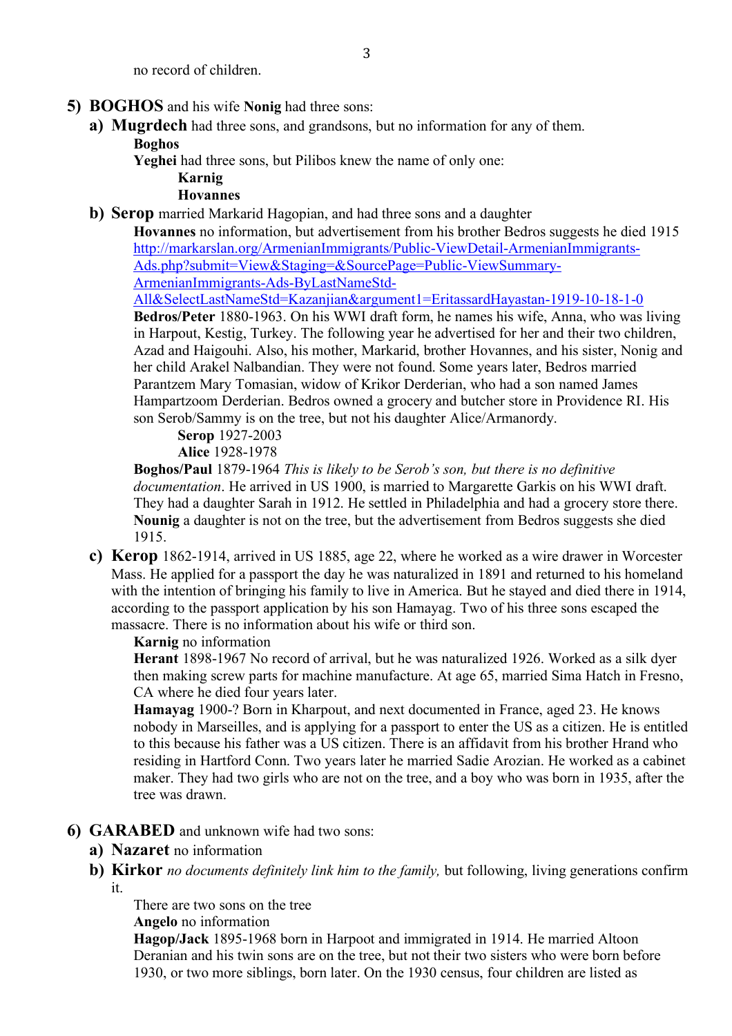no record of children.

5) **BOGHOS** and his wife **Nonig** had three sons:

   a) **Mugrdech** had three sons, and grandsons, but no information for any of them.

      **Boghos**

      **Yeghei** had three sons, but Pilibos knew the name of only one:

         **Karnig**

         **Hovannes**

   b) **Serop** married Markarid Hagopian, and had three sons and a daughter

      **Hovannes** no information, but advertisement from his brother Bedros suggests he died 1915 [http://markarslan.org/ArmenianImmigrants/Public-ViewDetail-ArmenianImmigrants-Ads.php?submit=View&Staging=&SourcePage=Public-ViewSummary-ArmenianImmigrants-Ads-ByLastNameStd-All&SelectLastNameStd=Kazanjian&argument1=EritassardHayastan-1919-10-18-1-0](http://markarslan.org/ArmenianImmigrants/Public-ViewDetail-ArmenianImmigrants-Ads.php?submit=View&Staging=&SourcePage=Public-ViewSummary-ArmenianImmigrants-Ads-ByLastNameStd-All&SelectLastNameStd=Kazanjian&argument1=EritassardHayastan-1919-10-18-1-0)

      **Bedros/Peter** 1880-1963. On his WWI draft form, he names his wife, Anna, who was living in Harpout, Kestig, Turkey. The following year he advertised for her and their two children, Azad and Haigouhi. Also, his mother, Markarid, brother Hovannes, and his sister, Nonig and her child Arakel Nalbandian. They were not found. Some years later, Bedros married Parantzem Mary Tomasian, widow of Krikor Derderian, who had a son named James Hampartzoom Derderian. Bedros owned a grocery and butcher store in Providence RI. His son Serob/Sammy is on the tree, but not his daughter Alice/Armanordy.

         **Serop** 1927-2003

         **Alice** 1928-1978

      **Boghos/Paul** 1879-1964 *This is likely to be Serob's son, but there is no definitive documentation*. He arrived in US 1900, is married to Margarette Garkis on his WWI draft. They had a daughter Sarah in 1912. He settled in Philadelphia and had a grocery store there.

      **Nounig** a daughter is not on the tree, but the advertisement from Bedros suggests she died 1915.

   c) **Kerop** 1862-1914, arrived in US 1885, age 22, where he worked as a wire drawer in Worcester Mass. He applied for a passport the day he was naturalized in 1891 and returned to his homeland with the intention of bringing his family to live in America. But he stayed and died there in 1914, according to the passport application by his son Hamayag. Two of his three sons escaped the massacre. There is no information about his wife or third son.

      **Karnig** no information

      **Herant** 1898-1967 No record of arrival, but he was naturalized 1926. Worked as a silk dyer then making screw parts for machine manufacture. At age 65, married Sima Hatch in Fresno, CA where he died four years later.

      **Hamayag** 1900-? Born in Kharpout, and next documented in France, aged 23. He knows nobody in Marseilles, and is applying for a passport to enter the US as a citizen. He is entitled to this because his father was a US citizen. There is an affidavit from his brother Hrand who residing in Hartford Conn. Two years later he married Sadie Arozian. He worked as a cabinet maker. They had two girls who are not on the tree, and a boy who was born in 1935, after the tree was drawn.

6) **GARABED** and unknown wife had two sons:

   a) **Nazaret** no information

   b) **Kirkor** *no documents definitely link him to the family,* but following, living generations confirm it.

      There are two sons on the tree

      **Angelo** no information

      **Hagop/Jack** 1895-1968 born in Harpoot and immigrated in 1914. He married Altoon Deranian and his twin sons are on the tree, but not their two sisters who were born before 1930, or two more siblings, born later. On the 1930 census, four children are listed as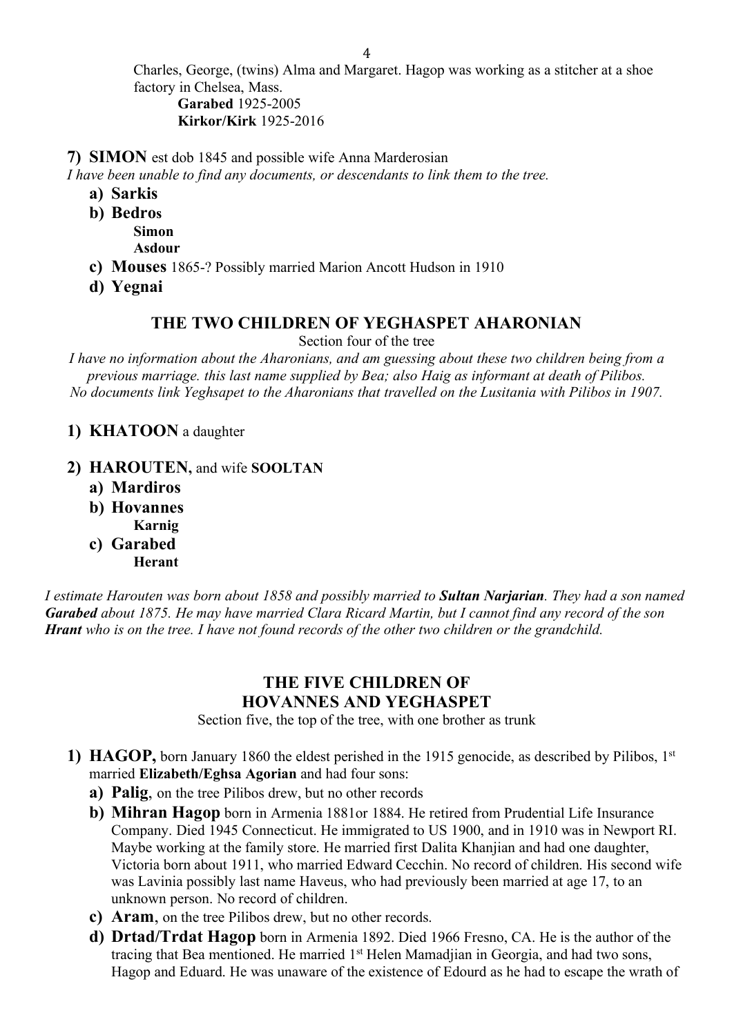Charles, George, (twins) Alma and Margaret. Hagop was working as a stitcher at a shoe factory in Chelsea, Mass.

**Garabed** 1925-2005
**Kirkor/Kirk** 1925-2016

**7) SIMON** est dob 1845 and possible wife Anna Marderosian

*I have been unable to find any documents, or descendants to link them to the tree.*

- **a) Sarkis**
- **b) Bedros**
    - **Simon**
    - **Asdour**
- **c) Mouses** 1865-? Possibly married Marion Ancott Hudson in 1910
- **d) Yegnai**

## THE TWO CHILDREN OF YEGHASPET AHARONIAN

Section four of the tree

*I have no information about the Aharonians, and am guessing about these two children being from a previous marriage. this last name supplied by Bea; also Haig as informant at death of Pilibos. No documents link Yeghsapet to the Aharonians that travelled on the Lusitania with Pilibos in 1907.*

**1) KHATOON** a daughter

**2) HAROUTEN,** and wife **SOOLTAN**

- **a) Mardiros**
- **b) Hovannes**
    - **Karnig**
- **c) Garabed**
    - **Herant**

*I estimate Harouten was born about 1858 and possibly married to **Sultan Narjarian**. They had a son named **Garabed** about 1875. He may have married Clara Ricard Martin, but I cannot find any record of the son **Hrant** who is on the tree. I have not found records of the other two children or the grandchild.*

## THE FIVE CHILDREN OF HOVANNES AND YEGHASPET

Section five, the top of the tree, with one brother as trunk

**1) HAGOP,** born January 1860 the eldest perished in the 1915 genocide, as described by Pilibos, 1st married **Elizabeth/Eghsa Agorian** and had four sons:

- **a) Palig**, on the tree Pilibos drew, but no other records
- **b) Mihran Hagop** born in Armenia 1881or 1884. He retired from Prudential Life Insurance Company. Died 1945 Connecticut. He immigrated to US 1900, and in 1910 was in Newport RI. Maybe working at the family store. He married first Dalita Khanjian and had one daughter, Victoria born about 1911, who married Edward Cecchin. No record of children. His second wife was Lavinia possibly last name Haveus, who had previously been married at age 17, to an unknown person. No record of children.
- **c) Aram**, on the tree Pilibos drew, but no other records.
- **d) Drtad/Trdat Hagop** born in Armenia 1892. Died 1966 Fresno, CA. He is the author of the tracing that Bea mentioned. He married 1st Helen Mamadjian in Georgia, and had two sons, Hagop and Eduard. He was unaware of the existence of Edourd as he had to escape the wrath of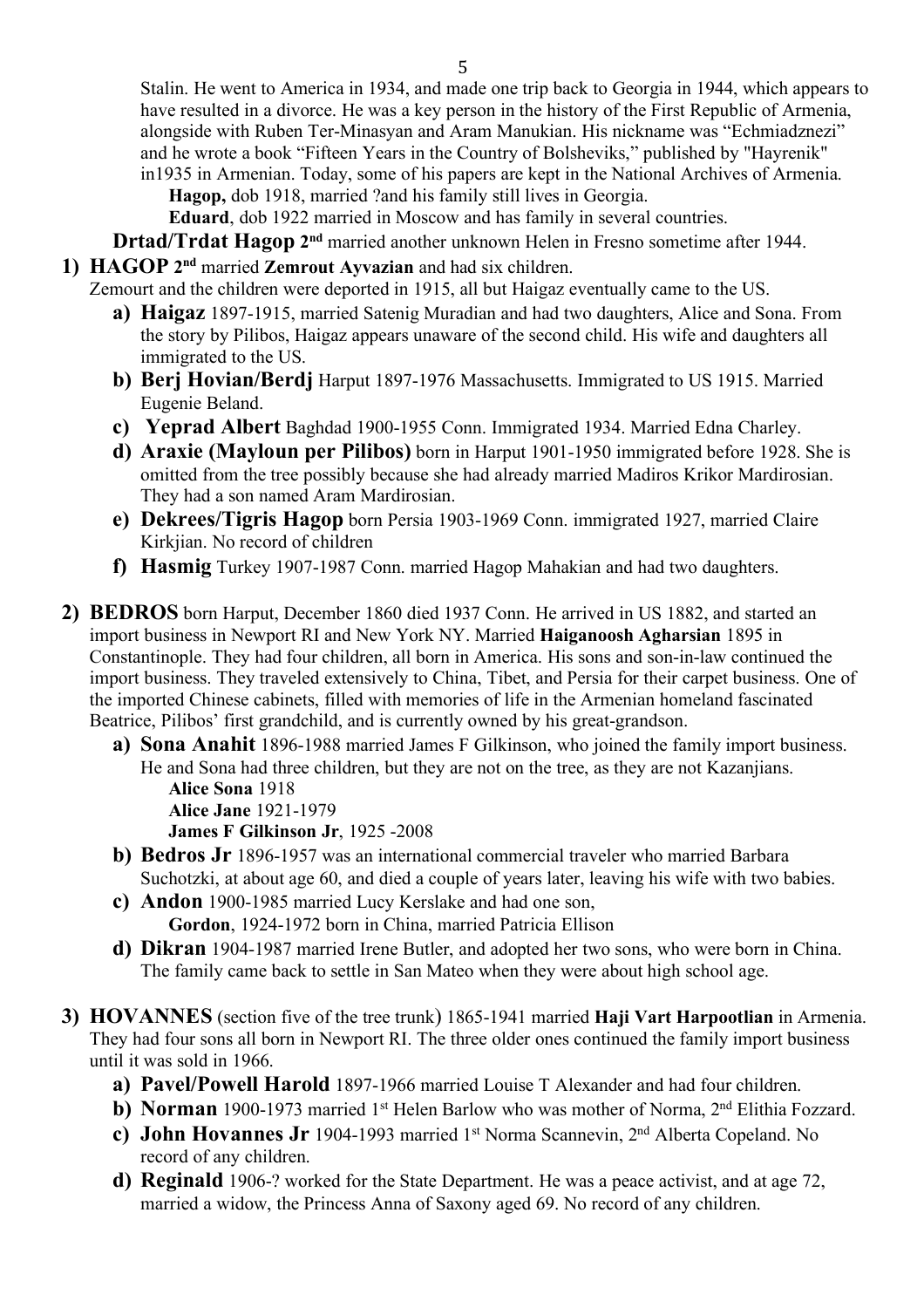Stalin. He went to America in 1934, and made one trip back to Georgia in 1944, which appears to have resulted in a divorce. He was a key person in the history of the First Republic of Armenia, alongside with Ruben Ter-Minasyan and Aram Manukian. His nickname was "Echmiadznezi" and he wrote a book "Fifteen Years in the Country of Bolsheviks," published by "Hayrenik" in1935 in Armenian. Today, some of his papers are kept in the National Archives of Armenia.

**Hagop,** dob 1918, married ?and his family still lives in Georgia.

**Eduard**, dob 1922 married in Moscow and has family in several countries.

**Drtad/Trdat Hagop 2nd** married another unknown Helen in Fresno sometime after 1944.

1) **HAGOP 2nd** married **Zemrout Ayvazian** and had six children.

   Zemourt and the children were deported in 1915, all but Haigaz eventually came to the US.

   a) **Haigaz** 1897-1915, married Satenig Muradian and had two daughters, Alice and Sona. From the story by Pilibos, Haigaz appears unaware of the second child. His wife and daughters all immigrated to the US.
   b) **Berj Hovian/Berdj** Harput 1897-1976 Massachusetts. Immigrated to US 1915. Married Eugenie Beland.
   c) **Yeprad Albert** Baghdad 1900-1955 Conn. Immigrated 1934. Married Edna Charley.
   d) **Araxie (Mayloun per Pilibos)** born in Harput 1901-1950 immigrated before 1928. She is omitted from the tree possibly because she had already married Madiros Krikor Mardirosian. They had a son named Aram Mardirosian.
   e) **Dekrees/Tigris Hagop** born Persia 1903-1969 Conn. immigrated 1927, married Claire Kirkjian. No record of children
   f) **Hasmig** Turkey 1907-1987 Conn. married Hagop Mahakian and had two daughters.

2) **BEDROS** born Harput, December 1860 died 1937 Conn. He arrived in US 1882, and started an import business in Newport RI and New York NY. Married **Haiganoosh Agharsian** 1895 in Constantinople. They had four children, all born in America. His sons and son-in-law continued the import business. They traveled extensively to China, Tibet, and Persia for their carpet business. One of the imported Chinese cabinets, filled with memories of life in the Armenian homeland fascinated Beatrice, Pilibos' first grandchild, and is currently owned by his great-grandson.

   a) **Sona Anahit** 1896-1988 married James F Gilkinson, who joined the family import business. He and Sona had three children, but they are not on the tree, as they are not Kazanjians.

      **Alice Sona** 1918

      **Alice Jane** 1921-1979

      **James F Gilkinson Jr**, 1925 -2008
   b) **Bedros Jr** 1896-1957 was an international commercial traveler who married Barbara Suchotzki, at about age 60, and died a couple of years later, leaving his wife with two babies.
   c) **Andon** 1900-1985 married Lucy Kerslake and had one son,

      **Gordon**, 1924-1972 born in China, married Patricia Ellison
   d) **Dikran** 1904-1987 married Irene Butler, and adopted her two sons, who were born in China. The family came back to settle in San Mateo when they were about high school age.

3) **HOVANNES** (section five of the tree trunk) 1865-1941 married **Haji Vart Harpootlian** in Armenia. They had four sons all born in Newport RI. The three older ones continued the family import business until it was sold in 1966.

   a) **Pavel/Powell Harold** 1897-1966 married Louise T Alexander and had four children.
   b) **Norman** 1900-1973 married 1st Helen Barlow who was mother of Norma, 2nd Elithia Fozzard.
   c) **John Hovannes Jr** 1904-1993 married 1st Norma Scannevin, 2nd Alberta Copeland. No record of any children.
   d) **Reginald** 1906-? worked for the State Department. He was a peace activist, and at age 72, married a widow, the Princess Anna of Saxony aged 69. No record of any children.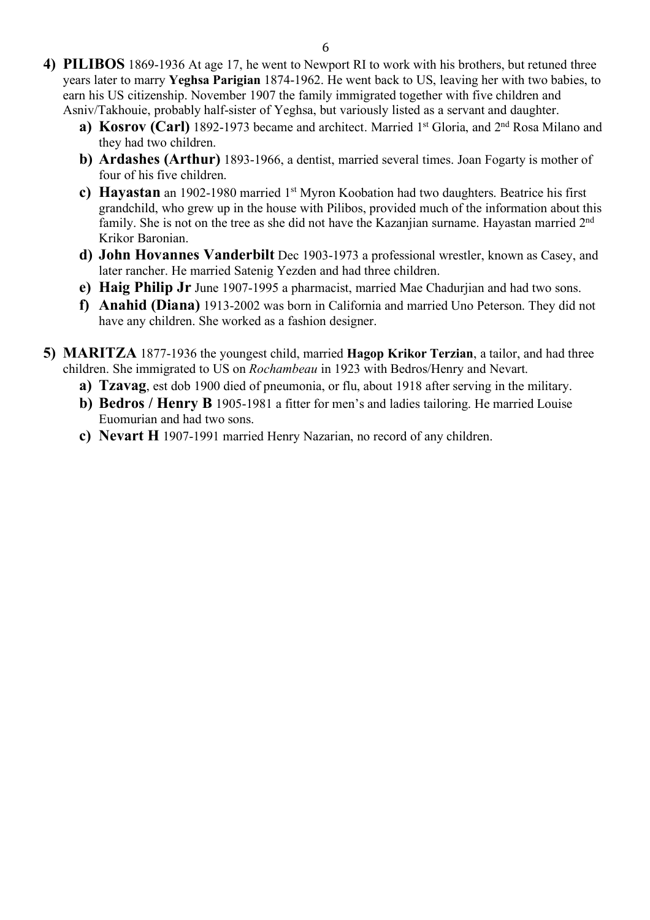4) **PILIBOS** 1869-1936 At age 17, he went to Newport RI to work with his brothers, but retuned three years later to marry **Yeghsa Parigian** 1874-1962. He went back to US, leaving her with two babies, to earn his US citizenship. November 1907 the family immigrated together with five children and Asniv/Takhouie, probably half-sister of Yeghsa, but variously listed as a servant and daughter.
   a) **Kosrov (Carl)** 1892-1973 became and architect. Married 1st Gloria, and 2nd Rosa Milano and they had two children.
   b) **Ardashes (Arthur)** 1893-1966, a dentist, married several times. Joan Fogarty is mother of four of his five children.
   c) **Hayastan** an 1902-1980 married 1st Myron Koobation had two daughters. Beatrice his first grandchild, who grew up in the house with Pilibos, provided much of the information about this family. She is not on the tree as she did not have the Kazanjian surname. Hayastan married 2nd Krikor Baronian.
   d) **John Hovannes Vanderbilt** Dec 1903-1973 a professional wrestler, known as Casey, and later rancher. He married Satenig Yezden and had three children.
   e) **Haig Philip Jr** June 1907-1995 a pharmacist, married Mae Chadurjian and had two sons.
   f) **Anahid (Diana)** 1913-2002 was born in California and married Uno Peterson. They did not have any children. She worked as a fashion designer.

5) **MARITZA** 1877-1936 the youngest child, married **Hagop Krikor Terzian**, a tailor, and had three children. She immigrated to US on *Rochambeau* in 1923 with Bedros/Henry and Nevart.
   a) **Tzavag**, est dob 1900 died of pneumonia, or flu, about 1918 after serving in the military.
   b) **Bedros / Henry B** 1905-1981 a fitter for men's and ladies tailoring. He married Louise Euomurian and had two sons.
   c) **Nevart H** 1907-1991 married Henry Nazarian, no record of any children.